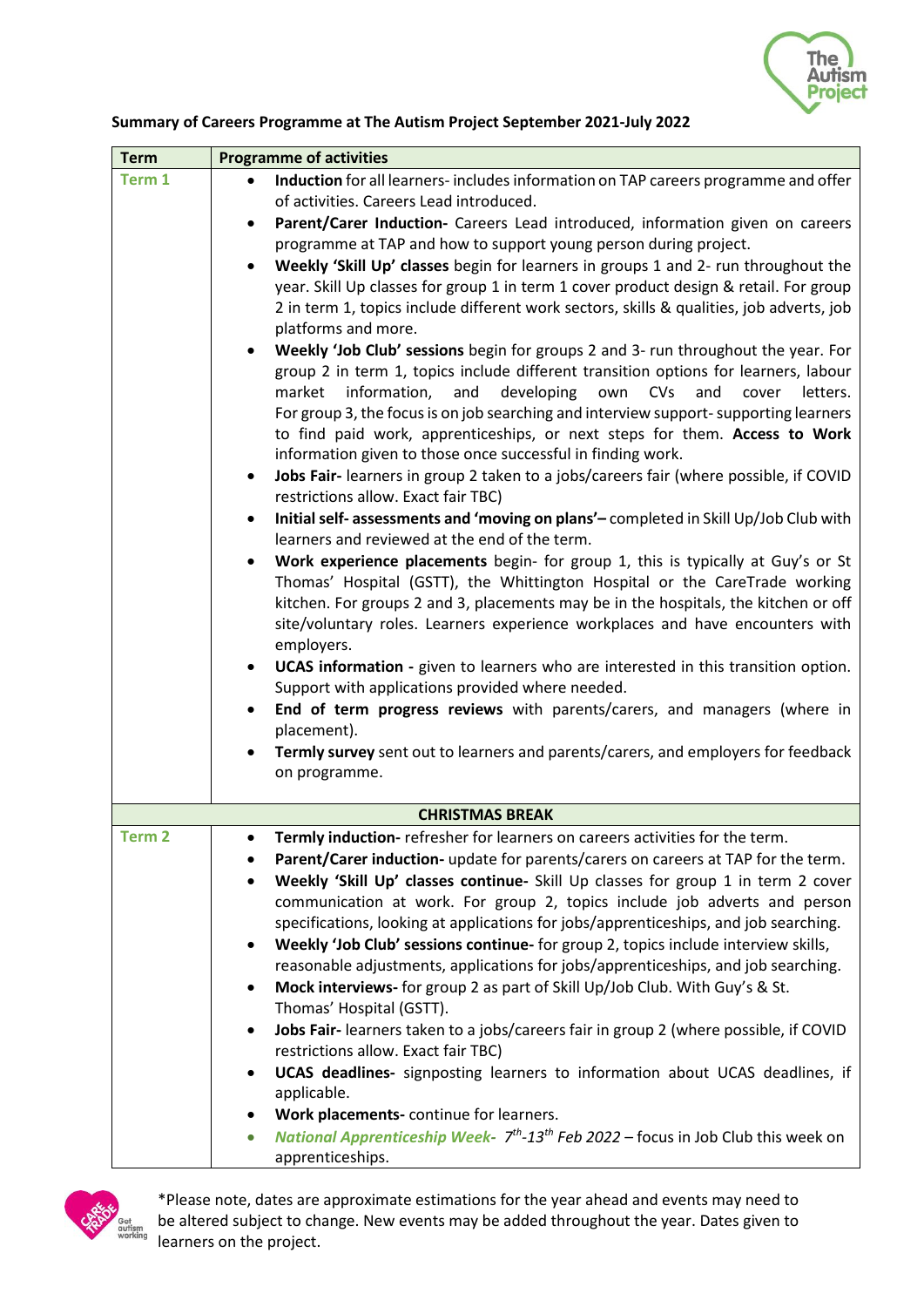**Summary of Careers Programme at The Autism Project September 2021-July 2022**

| Term | Programme of activities |
|---|---|
| **Term 1** | • **Induction** for all learners- includes information on TAP careers programme and offer of activities. Careers Lead introduced.<br>• **Parent/Carer Induction-** Careers Lead introduced, information given on careers programme at TAP and how to support young person during project.<br>• **Weekly 'Skill Up' classes** begin for learners in groups 1 and 2- run throughout the year. Skill Up classes for group 1 in term 1 cover product design & retail. For group 2 in term 1, topics include different work sectors, skills & qualities, job adverts, job platforms and more.<br>• **Weekly 'Job Club' sessions** begin for groups 2 and 3- run throughout the year. For group 2 in term 1, topics include different transition options for learners, labour market information, and developing own CVs and cover letters. For group 3, the focus is on job searching and interview support- supporting learners to find paid work, apprenticeships, or next steps for them. **Access to Work** information given to those once successful in finding work.<br>• **Jobs Fair-** learners in group 2 taken to a jobs/careers fair (where possible, if COVID restrictions allow. Exact fair TBC)<br>• **Initial self- assessments and 'moving on plans'–** completed in Skill Up/Job Club with learners and reviewed at the end of the term.<br>• **Work experience placements** begin- for group 1, this is typically at Guy's or St Thomas' Hospital (GSTT), the Whittington Hospital or the CareTrade working kitchen. For groups 2 and 3, placements may be in the hospitals, the kitchen or off site/voluntary roles. Learners experience workplaces and have encounters with employers.<br>• **UCAS information -** given to learners who are interested in this transition option. Support with applications provided where needed.<br>• **End of term progress reviews** with parents/carers, and managers (where in placement).<br>• **Termly survey** sent out to learners and parents/carers, and employers for feedback on programme. |
| **CHRISTMAS BREAK** | |
| **Term 2** | • **Termly induction-** refresher for learners on careers activities for the term.<br>• **Parent/Carer induction-** update for parents/carers on careers at TAP for the term.<br>• **Weekly 'Skill Up' classes continue-** Skill Up classes for group 1 in term 2 cover communication at work. For group 2, topics include job adverts and person specifications, looking at applications for jobs/apprenticeships, and job searching.<br>• **Weekly 'Job Club' sessions continue-** for group 2, topics include interview skills, reasonable adjustments, applications for jobs/apprenticeships, and job searching.<br>• **Mock interviews-** for group 2 as part of Skill Up/Job Club. With Guy's & St. Thomas' Hospital (GSTT).<br>• **Jobs Fair-** learners taken to a jobs/careers fair in group 2 (where possible, if COVID restrictions allow. Exact fair TBC)<br>• **UCAS deadlines-** signposting learners to information about UCAS deadlines, if applicable.<br>• **Work placements-** continue for learners.<br>• ***National Apprenticeship Week-*** *7th-13th Feb 2022* – focus in Job Club this week on apprenticeships. |

*Please note, dates are approximate estimations for the year ahead and events may need to be altered subject to change. New events may be added throughout the year. Dates given to learners on the project.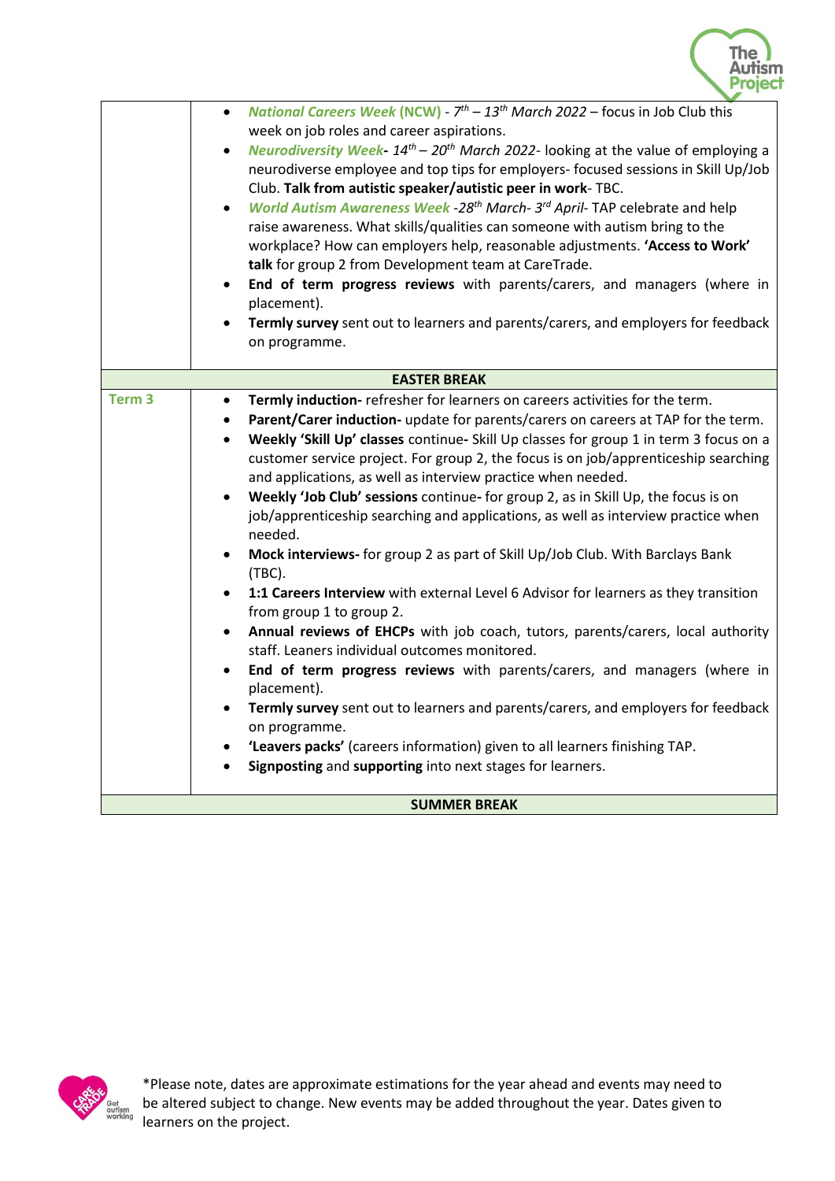| | |
|---|---|
| | • ***National Careers Week* (NCW)** - *7th – 13th March 2022* – focus in Job Club this week on job roles and career aspirations.<br>• ***Neurodiversity Week*- *14th – 20th March 2022*-** looking at the value of employing a neurodiverse employee and top tips for employers- focused sessions in Skill Up/Job Club. **Talk from autistic speaker/autistic peer in work**- TBC.<br>• ***World Autism Awareness Week* -*28th March- 3rd April*-** TAP celebrate and help raise awareness. What skills/qualities can someone with autism bring to the workplace? How can employers help, reasonable adjustments. **'Access to Work' talk** for group 2 from Development team at CareTrade.<br>• **End of term progress reviews** with parents/carers, and managers (where in placement).<br>• **Termly survey** sent out to learners and parents/carers, and employers for feedback on programme. |
| **EASTER BREAK** | |
| **Term 3** | • **Termly induction-** refresher for learners on careers activities for the term.<br>• **Parent/Carer induction-** update for parents/carers on careers at TAP for the term.<br>• **Weekly 'Skill Up' classes** continue**-** Skill Up classes for group 1 in term 3 focus on a customer service project. For group 2, the focus is on job/apprenticeship searching and applications, as well as interview practice when needed.<br>• **Weekly 'Job Club' sessions** continue**-** for group 2, as in Skill Up, the focus is on job/apprenticeship searching and applications, as well as interview practice when needed.<br>• **Mock interviews-** for group 2 as part of Skill Up/Job Club. With Barclays Bank (TBC).<br>• **1:1 Careers Interview** with external Level 6 Advisor for learners as they transition from group 1 to group 2.<br>• **Annual reviews of EHCPs** with job coach, tutors, parents/carers, local authority staff. Leaners individual outcomes monitored.<br>• **End of term progress reviews** with parents/carers, and managers (where in placement).<br>• **Termly survey** sent out to learners and parents/carers, and employers for feedback on programme.<br>• **'Leavers packs'** (careers information) given to all learners finishing TAP.<br>• **Signposting** and **supporting** into next stages for learners. |
| **SUMMER BREAK** | |

*Please note, dates are approximate estimations for the year ahead and events may need to be altered subject to change. New events may be added throughout the year. Dates given to learners on the project.